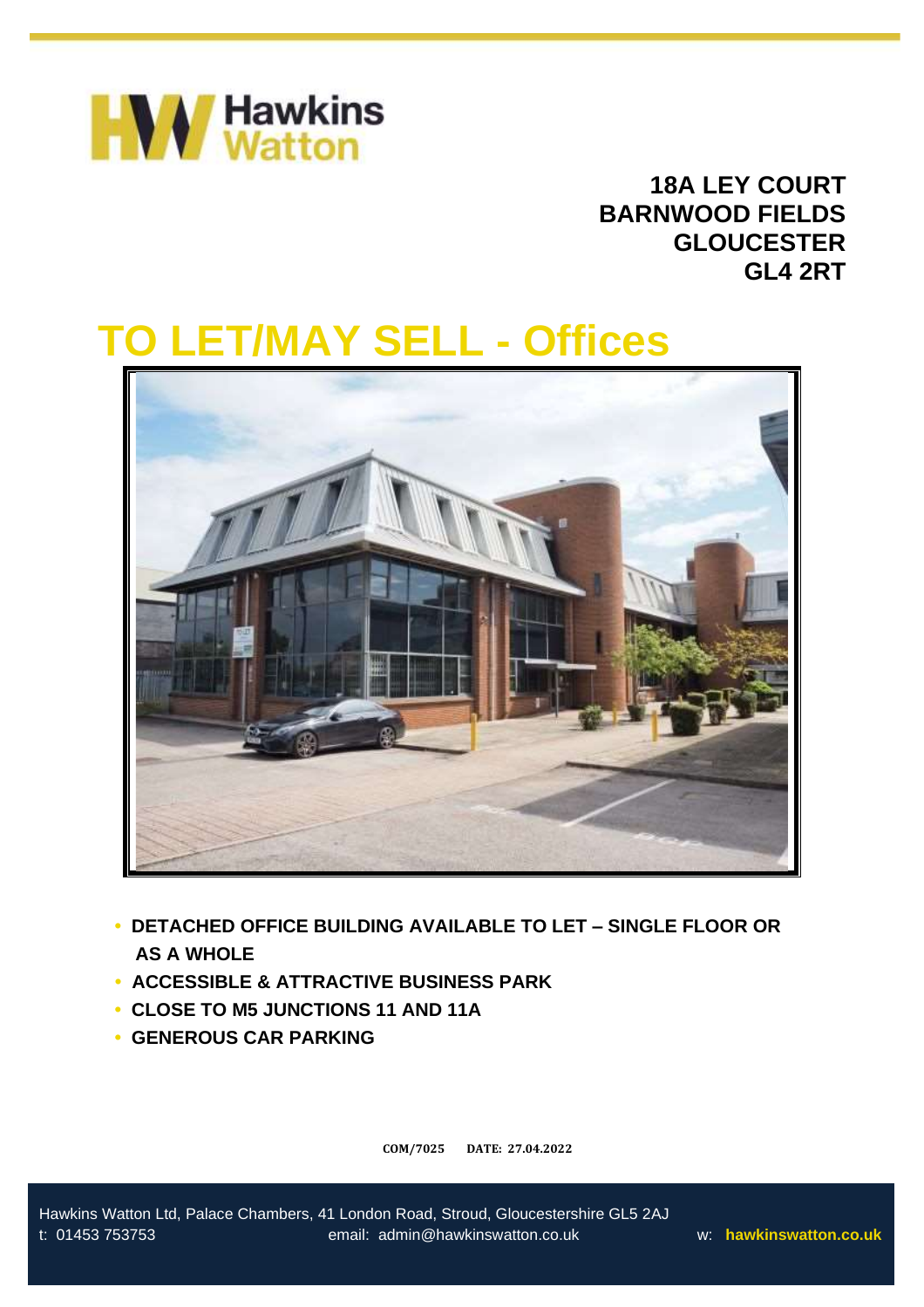# 18A LEY COURT
# BARNWOOD FIELDS
# GLOUCESTER
# GL4 2RT

# TO LET/MAY SELL - Offices

- **DETACHED OFFICE BUILDING AVAILABLE TO LET – SINGLE FLOOR OR AS A WHOLE**
- **ACCESSIBLE & ATTRACTIVE BUSINESS PARK**
- **CLOSE TO M5 JUNCTIONS 11 AND 11A**
- **GENEROUS CAR PARKING**

**COM/7025 DATE: 27.04.2022**

Hawkins Watton Ltd, Palace Chambers, 41 London Road, Stroud, Gloucestershire GL5 2AJ
t: 01453 753753 email: admin@hawkinswatton.co.uk w: **hawkinswatton.co.uk**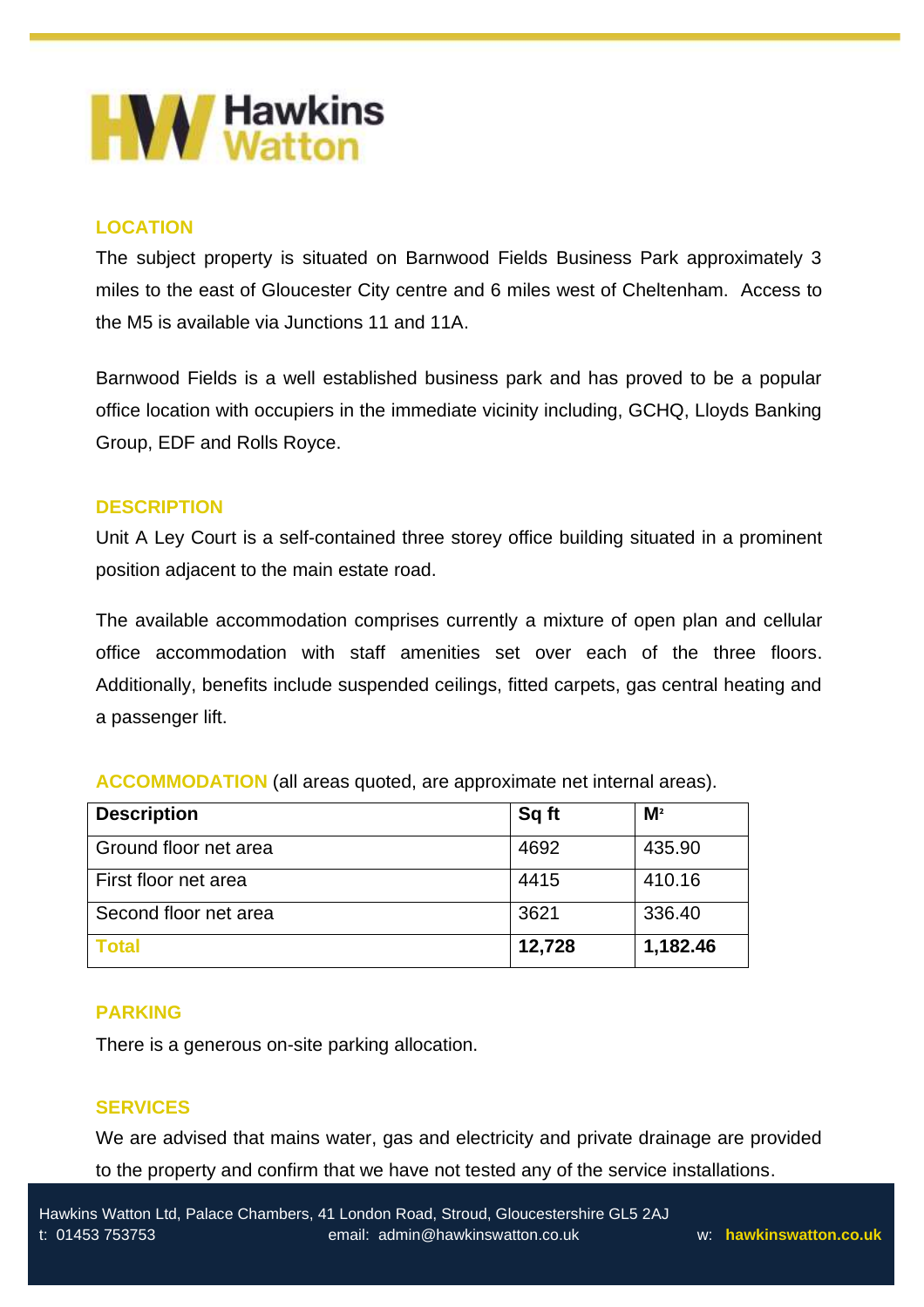## LOCATION

The subject property is situated on Barnwood Fields Business Park approximately 3 miles to the east of Gloucester City centre and 6 miles west of Cheltenham. Access to the M5 is available via Junctions 11 and 11A.

Barnwood Fields is a well established business park and has proved to be a popular office location with occupiers in the immediate vicinity including, GCHQ, Lloyds Banking Group, EDF and Rolls Royce.

## DESCRIPTION

Unit A Ley Court is a self-contained three storey office building situated in a prominent position adjacent to the main estate road.

The available accommodation comprises currently a mixture of open plan and cellular office accommodation with staff amenities set over each of the three floors. Additionally, benefits include suspended ceilings, fitted carpets, gas central heating and a passenger lift.

## ACCOMMODATION (all areas quoted, are approximate net internal areas).

| Description | Sq ft | M² |
|---|---|---|
| Ground floor net area | 4692 | 435.90 |
| First floor net area | 4415 | 410.16 |
| Second floor net area | 3621 | 336.40 |
| **Total** | **12,728** | **1,182.46** |

## PARKING

There is a generous on-site parking allocation.

## SERVICES

We are advised that mains water, gas and electricity and private drainage are provided to the property and confirm that we have not tested any of the service installations.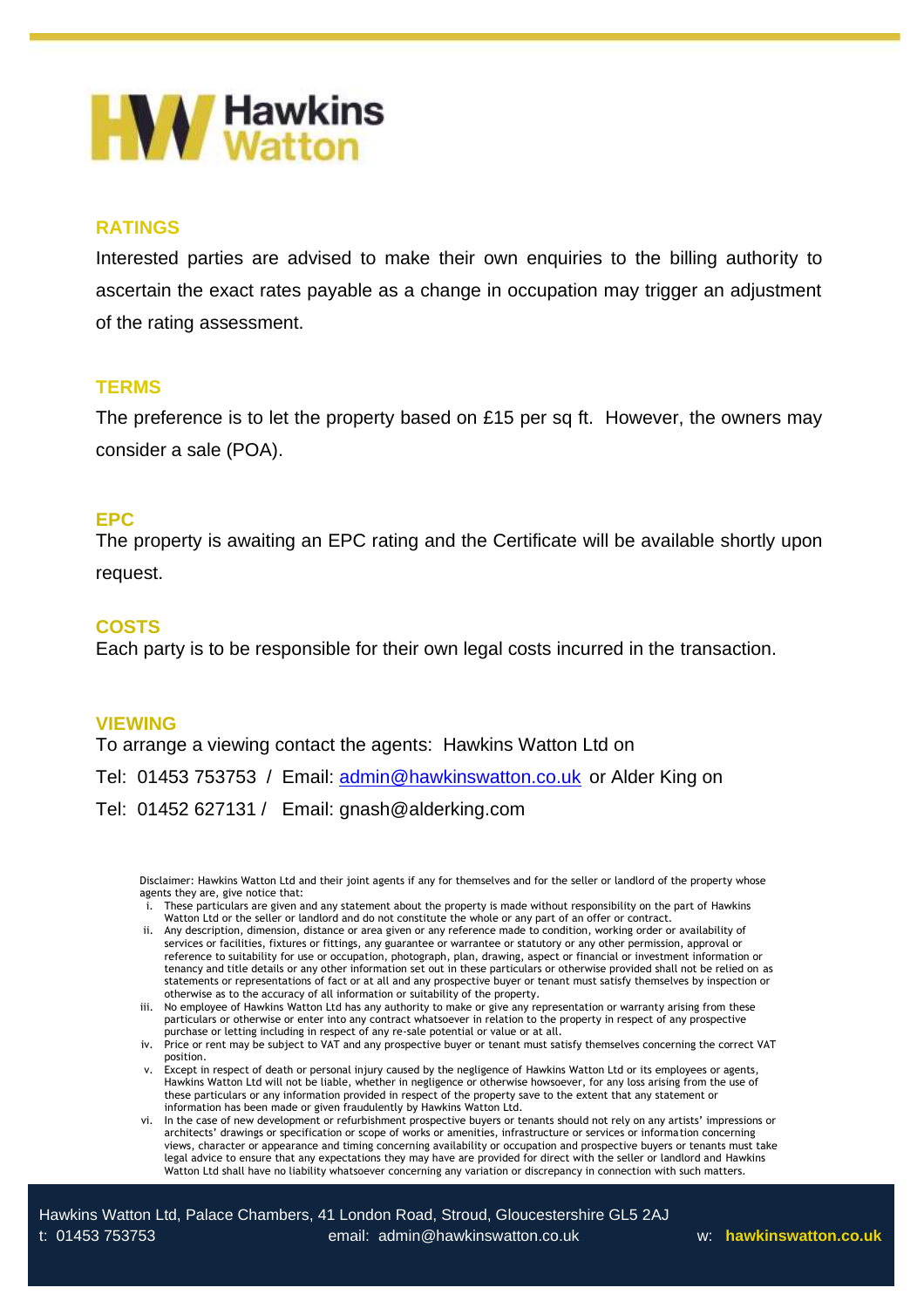## RATINGS

Interested parties are advised to make their own enquiries to the billing authority to ascertain the exact rates payable as a change in occupation may trigger an adjustment of the rating assessment.

## TERMS

The preference is to let the property based on £15 per sq ft. However, the owners may consider a sale (POA).

## EPC

The property is awaiting an EPC rating and the Certificate will be available shortly upon request.

## COSTS

Each party is to be responsible for their own legal costs incurred in the transaction.

## VIEWING

To arrange a viewing contact the agents: Hawkins Watton Ltd on

Tel: 01453 753753 / Email: admin@hawkinswatton.co.uk or Alder King on

Tel: 01452 627131 / Email: gnash@alderking.com

Disclaimer: Hawkins Watton Ltd and their joint agents if any for themselves and for the seller or landlord of the property whose agents they are, give notice that:

i. These particulars are given and any statement about the property is made without responsibility on the part of Hawkins Watton Ltd or the seller or landlord and do not constitute the whole or any part of an offer or contract.
ii. Any description, dimension, distance or area given or any reference made to condition, working order or availability of services or facilities, fixtures or fittings, any guarantee or warrantee or statutory or any other permission, approval or reference to suitability for use or occupation, photograph, plan, drawing, aspect or financial or investment information or tenancy and title details or any other information set out in these particulars or otherwise provided shall not be relied on as statements or representations of fact or at all and any prospective buyer or tenant must satisfy themselves by inspection or otherwise as to the accuracy of all information or suitability of the property.
iii. No employee of Hawkins Watton Ltd has any authority to make or give any representation or warranty arising from these particulars or otherwise or enter into any contract whatsoever in relation to the property in respect of any prospective purchase or letting including in respect of any re-sale potential or value or at all.
iv. Price or rent may be subject to VAT and any prospective buyer or tenant must satisfy themselves concerning the correct VAT position.
v. Except in respect of death or personal injury caused by the negligence of Hawkins Watton Ltd or its employees or agents, Hawkins Watton Ltd will not be liable, whether in negligence or otherwise howsoever, for any loss arising from the use of these particulars or any information provided in respect of the property save to the extent that any statement or information has been made or given fraudulently by Hawkins Watton Ltd.
vi. In the case of new development or refurbishment prospective buyers or tenants should not rely on any artists' impressions or architects' drawings or specification or scope of works or amenities, infrastructure or services or information concerning views, character or appearance and timing concerning availability or occupation and prospective buyers or tenants must take legal advice to ensure that any expectations they may have are provided for direct with the seller or landlord and Hawkins Watton Ltd shall have no liability whatsoever concerning any variation or discrepancy in connection with such matters.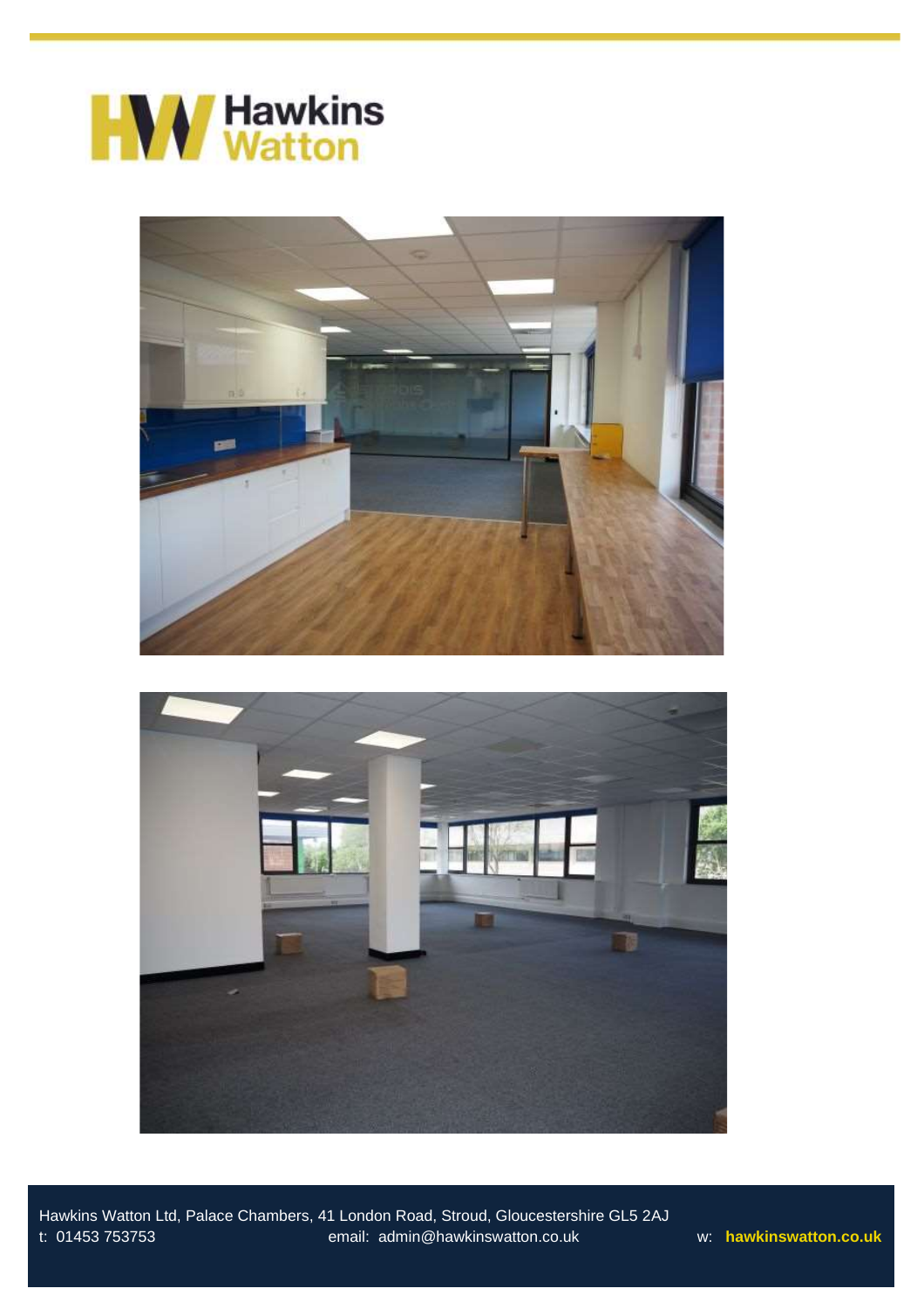Hawkins Watton

Hawkins Watton Ltd, Palace Chambers, 41 London Road, Stroud, Gloucestershire GL5 2AJ
t: 01453 753753 email: admin@hawkinswatton.co.uk w: **hawkinswatton.co.uk**